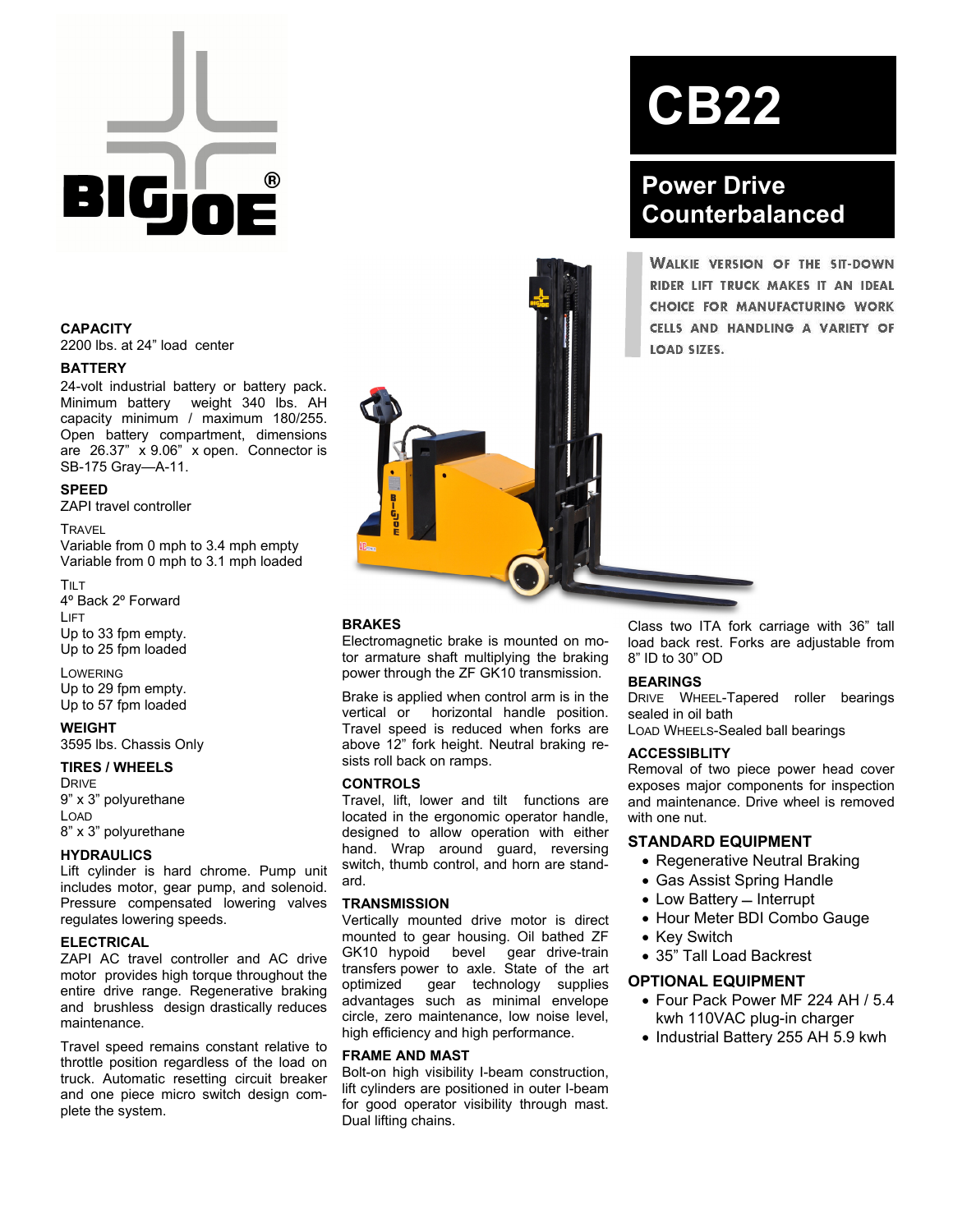# CB22

## Power Drive Counterbalanced

WALKIE VERSION OF THE SIT-DOWN RIDER LIFT TRUCK MAKES IT AN IDEAL CHOICE FOR MANUFACTURING WORK CELLS AND HANDLING A VARIETY OF LOAD SIZES.

### CAPACITY

2200 lbs. at 24" load center

### BATTERY

24-volt industrial battery or battery pack. Minimum battery weight 340 lbs. AH capacity minimum / maximum 180/255. Open battery compartment, dimensions are 26.37" x 9.06" x open. Connector is SB-175 Gray—A-11.

### SPEED

ZAPI travel controller

TRAVEL
Variable from 0 mph to 3.4 mph empty
Variable from 0 mph to 3.1 mph loaded

TILT
4º Back 2º Forward

LIFT
Up to 33 fpm empty.
Up to 25 fpm loaded

LOWERING
Up to 29 fpm empty.
Up to 57 fpm loaded

### WEIGHT

3595 lbs. Chassis Only

### TIRES / WHEELS

DRIVE
9" x 3" polyurethane

LOAD
8" x 3" polyurethane

### HYDRAULICS

Lift cylinder is hard chrome. Pump unit includes motor, gear pump, and solenoid. Pressure compensated lowering valves regulates lowering speeds.

### ELECTRICAL

ZAPI AC travel controller and AC drive motor provides high torque throughout the entire drive range. Regenerative braking and brushless design drastically reduces maintenance.

Travel speed remains constant relative to throttle position regardless of the load on truck. Automatic resetting circuit breaker and one piece micro switch design complete the system.

### BRAKES

Electromagnetic brake is mounted on motor armature shaft multiplying the braking power through the ZF GK10 transmission.

Brake is applied when control arm is in the vertical or horizontal handle position. Travel speed is reduced when forks are above 12" fork height. Neutral braking resists roll back on ramps.

### CONTROLS

Travel, lift, lower and tilt functions are located in the ergonomic operator handle, designed to allow operation with either hand. Wrap around guard, reversing switch, thumb control, and horn are standard.

### TRANSMISSION

Vertically mounted drive motor is direct mounted to gear housing. Oil bathed ZF GK10 hypoid bevel gear drive-train transfers power to axle. State of the art optimized gear technology supplies advantages such as minimal envelope circle, zero maintenance, low noise level, high efficiency and high performance.

### FRAME AND MAST

Bolt-on high visibility I-beam construction, lift cylinders are positioned in outer I-beam for good operator visibility through mast. Dual lifting chains.

Class two ITA fork carriage with 36" tall load back rest. Forks are adjustable from 8" ID to 30" OD

### BEARINGS

DRIVE WHEEL-Tapered roller bearings sealed in oil bath
LOAD WHEELS-Sealed ball bearings

### ACCESSIBLITY

Removal of two piece power head cover exposes major components for inspection and maintenance. Drive wheel is removed with one nut.

### STANDARD EQUIPMENT

- Regenerative Neutral Braking
- Gas Assist Spring Handle
- Low Battery – Interrupt
- Hour Meter BDI Combo Gauge
- Key Switch
- 35" Tall Load Backrest

### OPTIONAL EQUIPMENT

- Four Pack Power MF 224 AH / 5.4 kwh 110VAC plug-in charger
- Industrial Battery 255 AH 5.9 kwh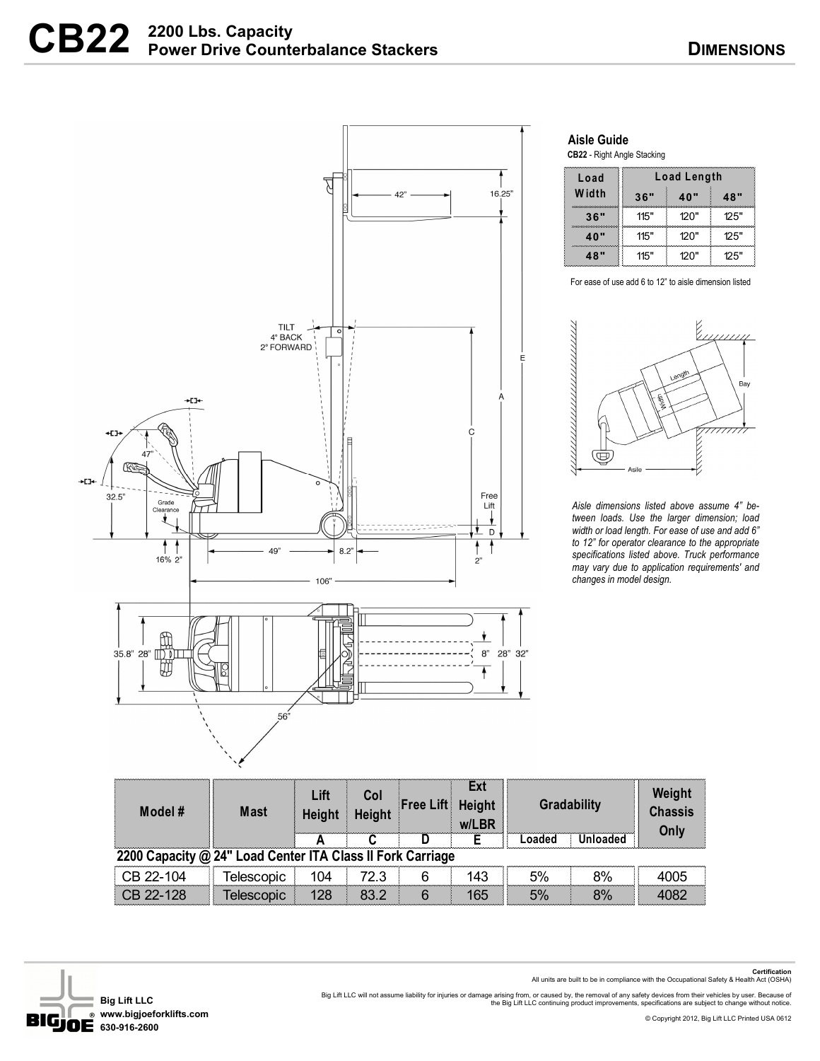# CB22 2200 Lbs. Capacity Power Drive Counterbalance Stackers

## Dimensions

42"

16.25"

TILT
4° BACK
2° FORWARD

E

A

C

Free Lift

D

47"

32.5"

Grade Clearance

49"

8.2"

16% 2"

2"

106"

35.8" 28"

8" 28" 32"

56"

### Aisle Guide

**CB22** - Right Angle Stacking

| Load Width | Load Length | | |
|---|---|---|---|
| | 36" | 40" | 48" |
| 36" | 115" | 120" | 125" |
| 40" | 115" | 120" | 125" |
| 48" | 115" | 120" | 125" |

For ease of use add 6 to 12" to aisle dimension listed

Length

Width

Bay

Asile

*Aisle dimensions listed above assume 4" between loads. Use the larger dimension; load width or load length. For ease of use and add 6" to 12" for operator clearance to the appropriate specifications listed above. Truck performance may vary due to application requirements' and changes in model design.*

| Model # | Mast | Lift Height | Col Height | Free Lift | Ext Height w/LBR | Gradability | | Weight Chassis Only |
|---|---|---|---|---|---|---|---|---|
| | | A | C | D | E | Loaded | Unloaded | |
| **2200 Capacity @ 24" Load Center ITA Class II Fork Carriage** | | | | | | | | |
| CB 22-104 | Telescopic | 104 | 72.3 | 6 | 143 | 5% | 8% | 4005 |
| CB 22-128 | Telescopic | 128 | 83.2 | 6 | 165 | 5% | 8% | 4082 |

Big Lift LLC
www.bigjoeforklifts.com
630-916-2600

**Certification**
All units are built to be in compliance with the Occupational Safety & Health Act (OSHA)

Big Lift LLC will not assume liability for injuries or damage arising from, or caused by, the removal of any safety devices from their vehicles by user. Because of the Big Lift LLC continuing product improvements, specifications are subject to change without notice.

© Copyright 2012, Big Lift LLC Printed USA 0612